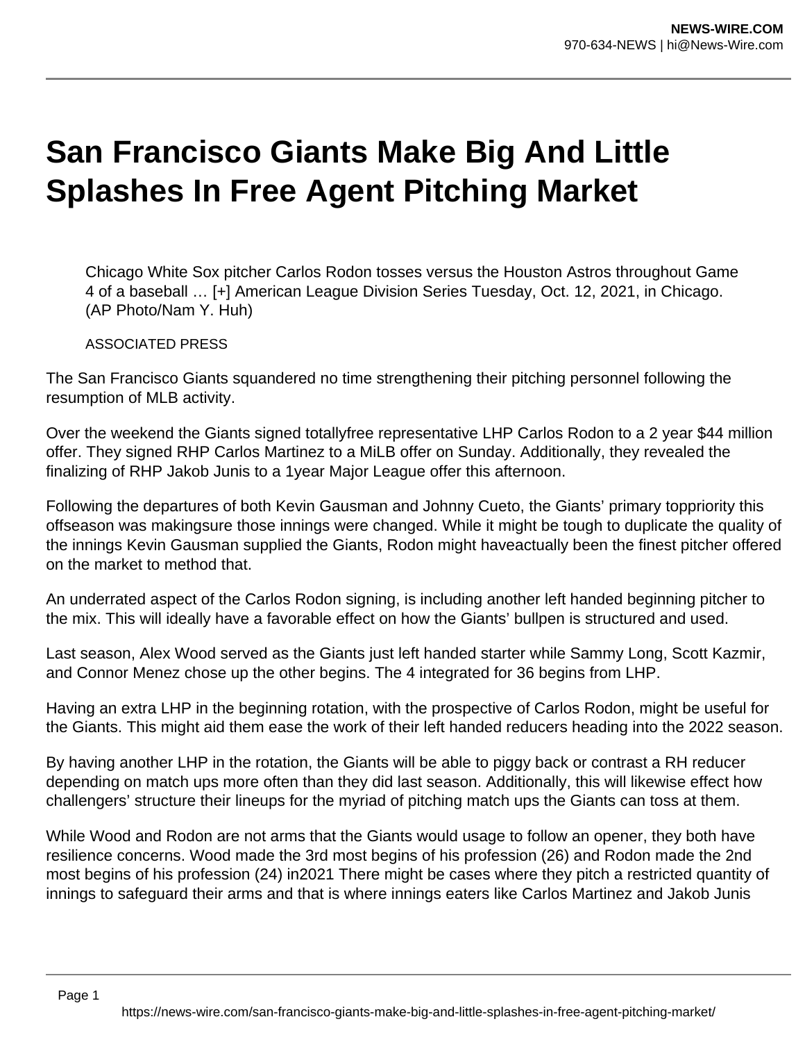# San Francisco Giants Make Big And Little Splashes In Free Agent Pitching Market

Chicago White Sox pitcher Carlos Rodon tosses versus the Houston Astros throughout Game 4 of a baseball … [+] American League Division Series Tuesday, Oct. 12, 2021, in Chicago. (AP Photo/Nam Y. Huh)

ASSOCIATED PRESS

The San Francisco Giants squandered no time strengthening their pitching personnel following the resumption of MLB activity.

Over the weekend the Giants signed totallyfree representative LHP Carlos Rodon to a 2 year $44 million offer. They signed RHP Carlos Martinez to a MiLB offer on Sunday. Additionally, they revealed the finalizing of RHP Jakob Junis to a 1year Major League offer this afternoon.

Following the departures of both Kevin Gausman and Johnny Cueto, the Giants' primary toppriority this offseason was makingsure those innings were changed. While it might be tough to duplicate the quality of the innings Kevin Gausman supplied the Giants, Rodon might haveactually been the finest pitcher offered on the market to method that.

An underrated aspect of the Carlos Rodon signing, is including another left handed beginning pitcher to the mix. This will ideally have a favorable effect on how the Giants' bullpen is structured and used.

Last season, Alex Wood served as the Giants just left handed starter while Sammy Long, Scott Kazmir, and Connor Menez chose up the other begins. The 4 integrated for 36 begins from LHP.

Having an extra LHP in the beginning rotation, with the prospective of Carlos Rodon, might be useful for the Giants. This might aid them ease the work of their left handed reducers heading into the 2022 season.

By having another LHP in the rotation, the Giants will be able to piggy back or contrast a RH reducer depending on match ups more often than they did last season. Additionally, this will likewise effect how challengers' structure their lineups for the myriad of pitching match ups the Giants can toss at them.

While Wood and Rodon are not arms that the Giants would usage to follow an opener, they both have resilience concerns. Wood made the 3rd most begins of his profession (26) and Rodon made the 2nd most begins of his profession (24) in2021 There might be cases where they pitch a restricted quantity of innings to safeguard their arms and that is where innings eaters like Carlos Martinez and Jakob Junis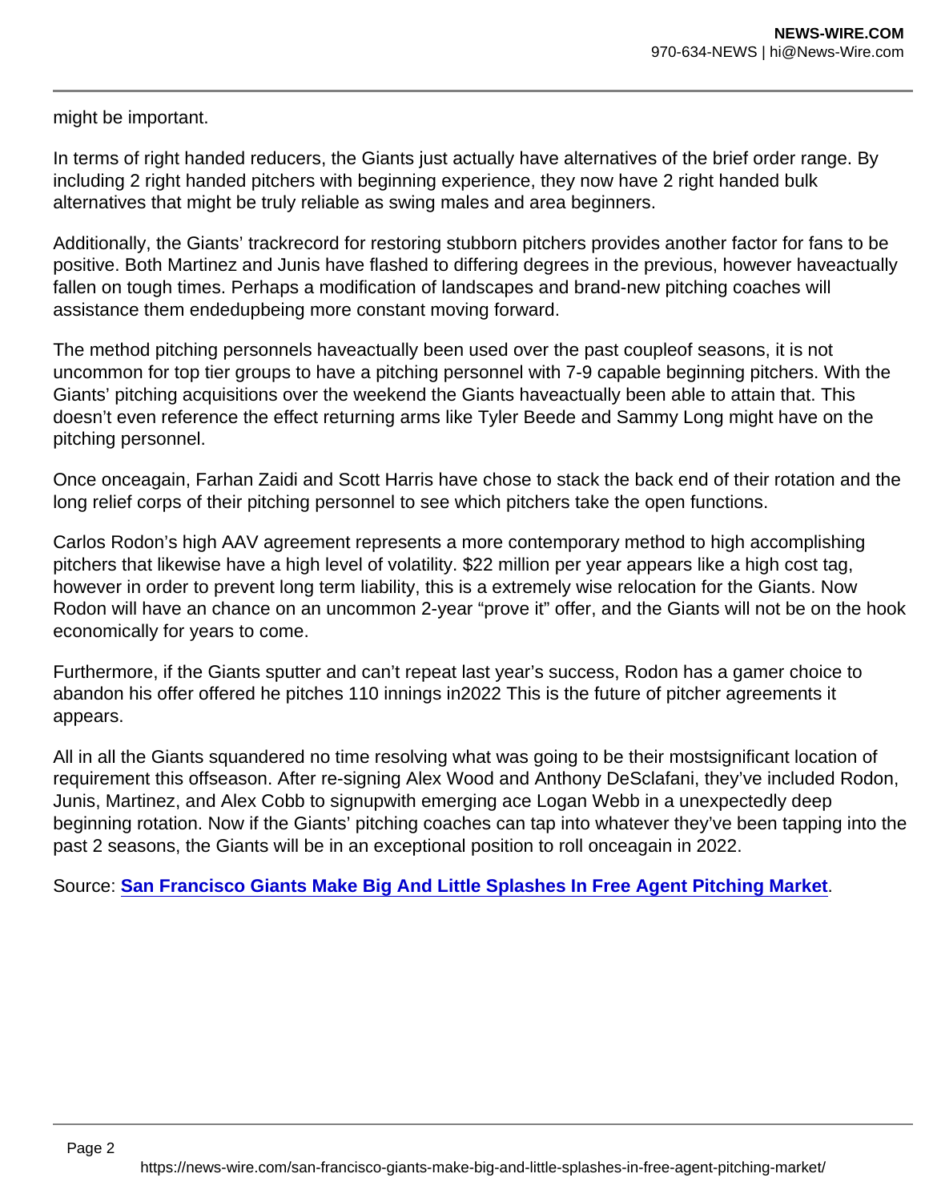might be important.

In terms of right handed reducers, the Giants just actually have alternatives of the brief order range. By including 2 right handed pitchers with beginning experience, they now have 2 right handed bulk alternatives that might be truly reliable as swing males and area beginners.

Additionally, the Giants' trackrecord for restoring stubborn pitchers provides another factor for fans to be positive. Both Martinez and Junis have flashed to differing degrees in the previous, however haveactually fallen on tough times. Perhaps a modification of landscapes and brand-new pitching coaches will assistance them endedupbeing more constant moving forward.

The method pitching personnels haveactually been used over the past coupleof seasons, it is not uncommon for top tier groups to have a pitching personnel with 7-9 capable beginning pitchers. With the Giants' pitching acquisitions over the weekend the Giants haveactually been able to attain that. This doesn't even reference the effect returning arms like Tyler Beede and Sammy Long might have on the pitching personnel.

Once onceagain, Farhan Zaidi and Scott Harris have chose to stack the back end of their rotation and the long relief corps of their pitching personnel to see which pitchers take the open functions.

Carlos Rodon's high AAV agreement represents a more contemporary method to high accomplishing pitchers that likewise have a high level of volatility. $22 million per year appears like a high cost tag, however in order to prevent long term liability, this is a extremely wise relocation for the Giants. Now Rodon will have an chance on an uncommon 2-year "prove it" offer, and the Giants will not be on the hook economically for years to come.

Furthermore, if the Giants sputter and can't repeat last year's success, Rodon has a gamer choice to abandon his offer offered he pitches 110 innings in2022 This is the future of pitcher agreements it appears.

All in all the Giants squandered no time resolving what was going to be their mostsignificant location of requirement this offseason. After re-signing Alex Wood and Anthony DeSclafani, they've included Rodon, Junis, Martinez, and Alex Cobb to signupwith emerging ace Logan Webb in a unexpectedly deep beginning rotation. Now if the Giants' pitching coaches can tap into whatever they've been tapping into the past 2 seasons, the Giants will be in an exceptional position to roll onceagain in 2022.

Source: **[San Francisco Giants Make Big And Little Splashes In Free Agent Pitching Market](https://news-wire.com/san-francisco-giants-make-big-and-little-splashes-in-free-agent-pitching-market/)**.